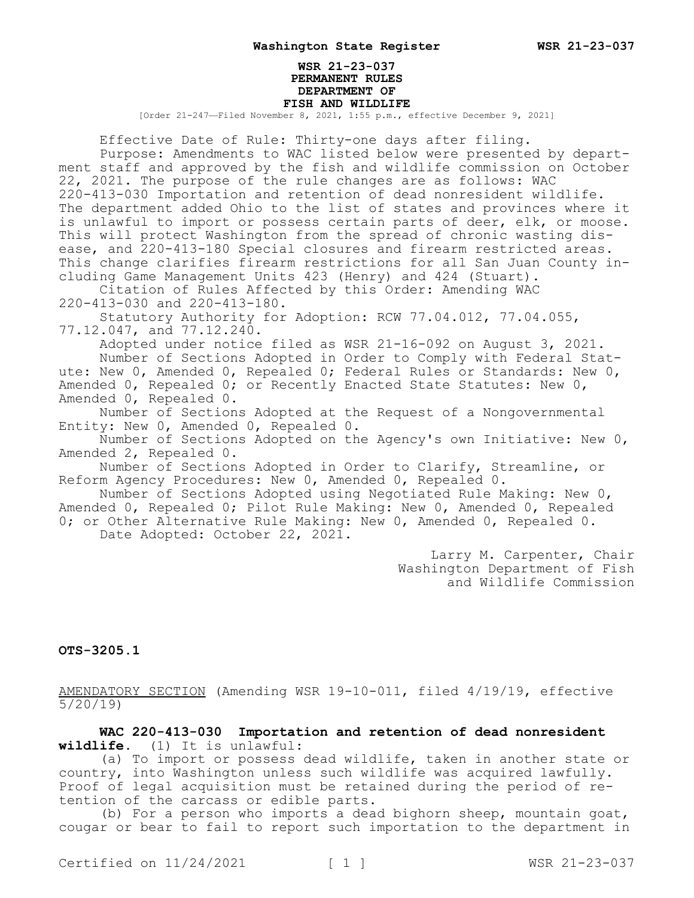**WSR 21-23-037**
**PERMANENT RULES**
**DEPARTMENT OF**
**FISH AND WILDLIFE**

[Order 21-247—Filed November 8, 2021, 1:55 p.m., effective December 9, 2021]

Effective Date of Rule: Thirty-one days after filing.

Purpose: Amendments to WAC listed below were presented by department staff and approved by the fish and wildlife commission on October 22, 2021. The purpose of the rule changes are as follows: WAC 220-413-030 Importation and retention of dead nonresident wildlife. The department added Ohio to the list of states and provinces where it is unlawful to import or possess certain parts of deer, elk, or moose. This will protect Washington from the spread of chronic wasting disease, and 220-413-180 Special closures and firearm restricted areas. This change clarifies firearm restrictions for all San Juan County including Game Management Units 423 (Henry) and 424 (Stuart).

Citation of Rules Affected by this Order: Amending WAC 220-413-030 and 220-413-180.

Statutory Authority for Adoption: RCW 77.04.012, 77.04.055, 77.12.047, and 77.12.240.

Adopted under notice filed as WSR 21-16-092 on August 3, 2021.

Number of Sections Adopted in Order to Comply with Federal Statute: New 0, Amended 0, Repealed 0; Federal Rules or Standards: New 0, Amended 0, Repealed 0; or Recently Enacted State Statutes: New 0, Amended 0, Repealed 0.

Number of Sections Adopted at the Request of a Nongovernmental Entity: New 0, Amended 0, Repealed 0.

Number of Sections Adopted on the Agency's own Initiative: New 0, Amended 2, Repealed 0.

Number of Sections Adopted in Order to Clarify, Streamline, or Reform Agency Procedures: New 0, Amended 0, Repealed 0.

Number of Sections Adopted using Negotiated Rule Making: New 0, Amended 0, Repealed 0; Pilot Rule Making: New 0, Amended 0, Repealed 0; or Other Alternative Rule Making: New 0, Amended 0, Repealed 0.

Date Adopted: October 22, 2021.

Larry M. Carpenter, Chair
Washington Department of Fish
and Wildlife Commission

**OTS-3205.1**

AMENDATORY SECTION (Amending WSR 19-10-011, filed 4/19/19, effective 5/20/19)

**WAC 220-413-030 Importation and retention of dead nonresident wildlife.** (1) It is unlawful:

(a) To import or possess dead wildlife, taken in another state or country, into Washington unless such wildlife was acquired lawfully. Proof of legal acquisition must be retained during the period of retention of the carcass or edible parts.

(b) For a person who imports a dead bighorn sheep, mountain goat, cougar or bear to fail to report such importation to the department in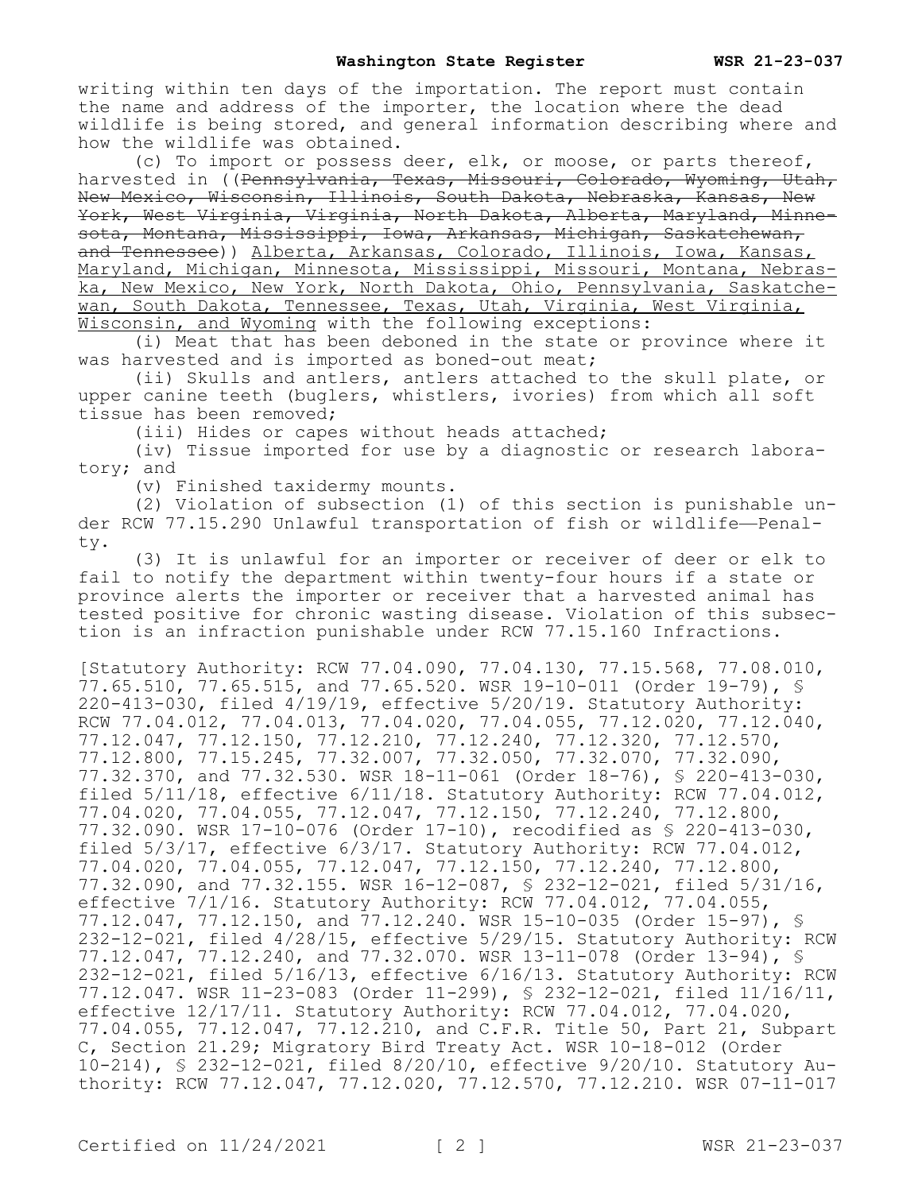writing within ten days of the importation. The report must contain the name and address of the importer, the location where the dead wildlife is being stored, and general information describing where and how the wildlife was obtained.

(c) To import or possess deer, elk, or moose, or parts thereof, harvested in ((~~Pennsylvania, Texas, Missouri, Colorado, Wyoming, Utah, New Mexico, Wisconsin, Illinois, South Dakota, Nebraska, Kansas, New York, West Virginia, Virginia, North Dakota, Alberta, Maryland, Minnesota, Montana, Mississippi, Iowa, Arkansas, Michigan, Saskatchewan, and Tennessee~~)) <u>Alberta, Arkansas, Colorado, Illinois, Iowa, Kansas, Maryland, Michigan, Minnesota, Mississippi, Missouri, Montana, Nebraska, New Mexico, New York, North Dakota, Ohio, Pennsylvania, Saskatchewan, South Dakota, Tennessee, Texas, Utah, Virginia, West Virginia, Wisconsin, and Wyoming</u> with the following exceptions:

(i) Meat that has been deboned in the state or province where it was harvested and is imported as boned-out meat;

(ii) Skulls and antlers, antlers attached to the skull plate, or upper canine teeth (buglers, whistlers, ivories) from which all soft tissue has been removed;

(iii) Hides or capes without heads attached;

(iv) Tissue imported for use by a diagnostic or research laboratory; and

(v) Finished taxidermy mounts.

(2) Violation of subsection (1) of this section is punishable under RCW 77.15.290 Unlawful transportation of fish or wildlife—Penalty.

(3) It is unlawful for an importer or receiver of deer or elk to fail to notify the department within twenty-four hours if a state or province alerts the importer or receiver that a harvested animal has tested positive for chronic wasting disease. Violation of this subsection is an infraction punishable under RCW 77.15.160 Infractions.

[Statutory Authority: RCW 77.04.090, 77.04.130, 77.15.568, 77.08.010, 77.65.510, 77.65.515, and 77.65.520. WSR 19-10-011 (Order 19-79), § 220-413-030, filed 4/19/19, effective 5/20/19. Statutory Authority: RCW 77.04.012, 77.04.013, 77.04.020, 77.04.055, 77.12.020, 77.12.040, 77.12.047, 77.12.150, 77.12.210, 77.12.240, 77.12.320, 77.12.570, 77.12.800, 77.15.245, 77.32.007, 77.32.050, 77.32.070, 77.32.090, 77.32.370, and 77.32.530. WSR 18-11-061 (Order 18-76), § 220-413-030, filed 5/11/18, effective 6/11/18. Statutory Authority: RCW 77.04.012, 77.04.020, 77.04.055, 77.12.047, 77.12.150, 77.12.240, 77.12.800, 77.32.090. WSR 17-10-076 (Order 17-10), recodified as § 220-413-030, filed 5/3/17, effective 6/3/17. Statutory Authority: RCW 77.04.012, 77.04.020, 77.04.055, 77.12.047, 77.12.150, 77.12.240, 77.12.800, 77.32.090, and 77.32.155. WSR 16-12-087, § 232-12-021, filed 5/31/16, effective 7/1/16. Statutory Authority: RCW 77.04.012, 77.04.055, 77.12.047, 77.12.150, and 77.12.240. WSR 15-10-035 (Order 15-97), § 232-12-021, filed 4/28/15, effective 5/29/15. Statutory Authority: RCW 77.12.047, 77.12.240, and 77.32.070. WSR 13-11-078 (Order 13-94), § 232-12-021, filed 5/16/13, effective 6/16/13. Statutory Authority: RCW 77.12.047. WSR 11-23-083 (Order 11-299), § 232-12-021, filed 11/16/11, effective 12/17/11. Statutory Authority: RCW 77.04.012, 77.04.020, 77.04.055, 77.12.047, 77.12.210, and C.F.R. Title 50, Part 21, Subpart C, Section 21.29; Migratory Bird Treaty Act. WSR 10-18-012 (Order 10-214), § 232-12-021, filed 8/20/10, effective 9/20/10. Statutory Authority: RCW 77.12.047, 77.12.020, 77.12.570, 77.12.210. WSR 07-11-017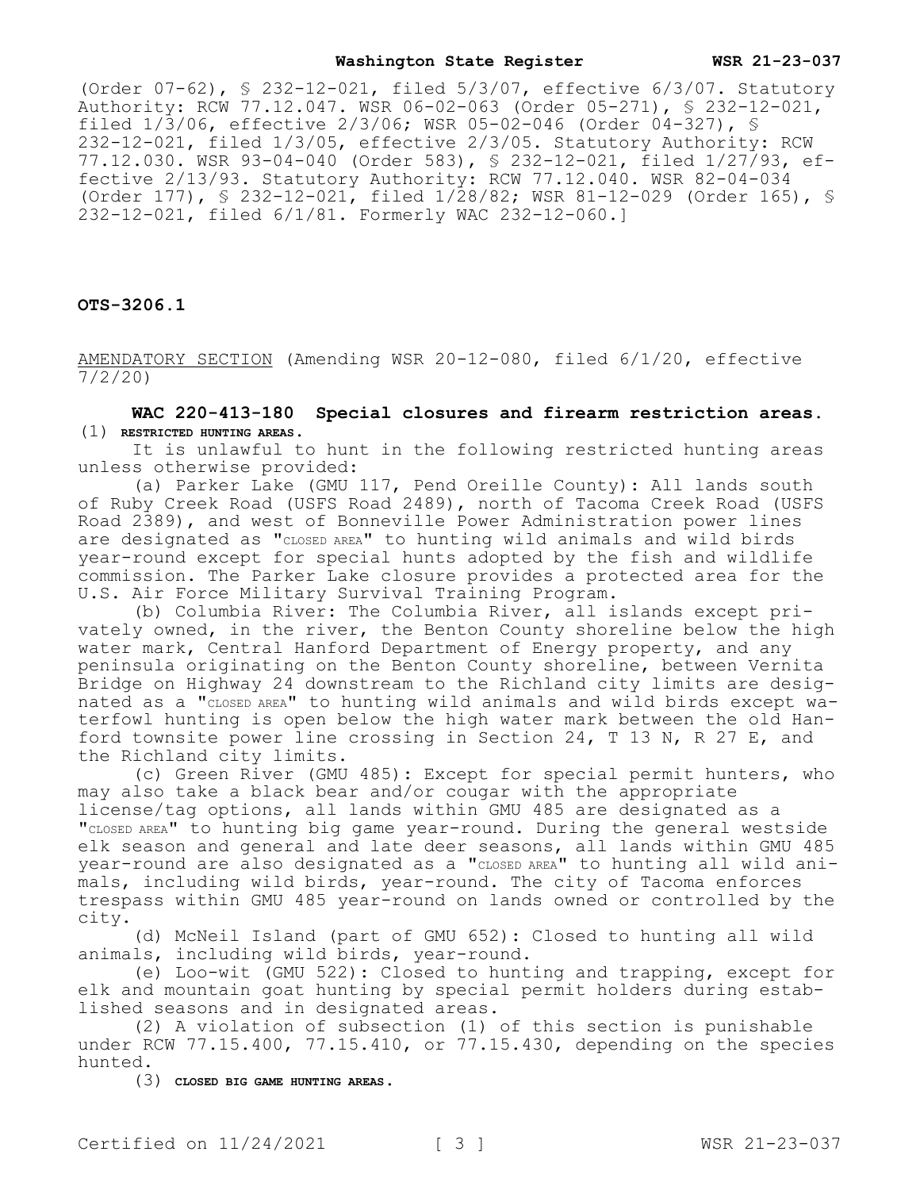(Order 07-62), § 232-12-021, filed 5/3/07, effective 6/3/07. Statutory Authority: RCW 77.12.047. WSR 06-02-063 (Order 05-271), § 232-12-021, filed 1/3/06, effective 2/3/06; WSR 05-02-046 (Order 04-327), § 232-12-021, filed 1/3/05, effective 2/3/05. Statutory Authority: RCW 77.12.030. WSR 93-04-040 (Order 583), § 232-12-021, filed 1/27/93, effective 2/13/93. Statutory Authority: RCW 77.12.040. WSR 82-04-034 (Order 177), § 232-12-021, filed 1/28/82; WSR 81-12-029 (Order 165), § 232-12-021, filed 6/1/81. Formerly WAC 232-12-060.]

**OTS-3206.1**

AMENDATORY SECTION (Amending WSR 20-12-080, filed 6/1/20, effective 7/2/20)

**WAC 220-413-180 Special closures and firearm restriction areas.**

(1) **RESTRICTED HUNTING AREAS.**

It is unlawful to hunt in the following restricted hunting areas unless otherwise provided:

(a) Parker Lake (GMU 117, Pend Oreille County): All lands south of Ruby Creek Road (USFS Road 2489), north of Tacoma Creek Road (USFS Road 2389), and west of Bonneville Power Administration power lines are designated as "CLOSED AREA" to hunting wild animals and wild birds year-round except for special hunts adopted by the fish and wildlife commission. The Parker Lake closure provides a protected area for the U.S. Air Force Military Survival Training Program.

(b) Columbia River: The Columbia River, all islands except privately owned, in the river, the Benton County shoreline below the high water mark, Central Hanford Department of Energy property, and any peninsula originating on the Benton County shoreline, between Vernita Bridge on Highway 24 downstream to the Richland city limits are designated as a "CLOSED AREA" to hunting wild animals and wild birds except waterfowl hunting is open below the high water mark between the old Hanford townsite power line crossing in Section 24, T 13 N, R 27 E, and the Richland city limits.

(c) Green River (GMU 485): Except for special permit hunters, who may also take a black bear and/or cougar with the appropriate license/tag options, all lands within GMU 485 are designated as a "CLOSED AREA" to hunting big game year-round. During the general westside elk season and general and late deer seasons, all lands within GMU 485 year-round are also designated as a "CLOSED AREA" to hunting all wild animals, including wild birds, year-round. The city of Tacoma enforces trespass within GMU 485 year-round on lands owned or controlled by the city.

(d) McNeil Island (part of GMU 652): Closed to hunting all wild animals, including wild birds, year-round.

(e) Loo-wit (GMU 522): Closed to hunting and trapping, except for elk and mountain goat hunting by special permit holders during established seasons and in designated areas.

(2) A violation of subsection (1) of this section is punishable under RCW 77.15.400, 77.15.410, or 77.15.430, depending on the species hunted.

(3) **CLOSED BIG GAME HUNTING AREAS.**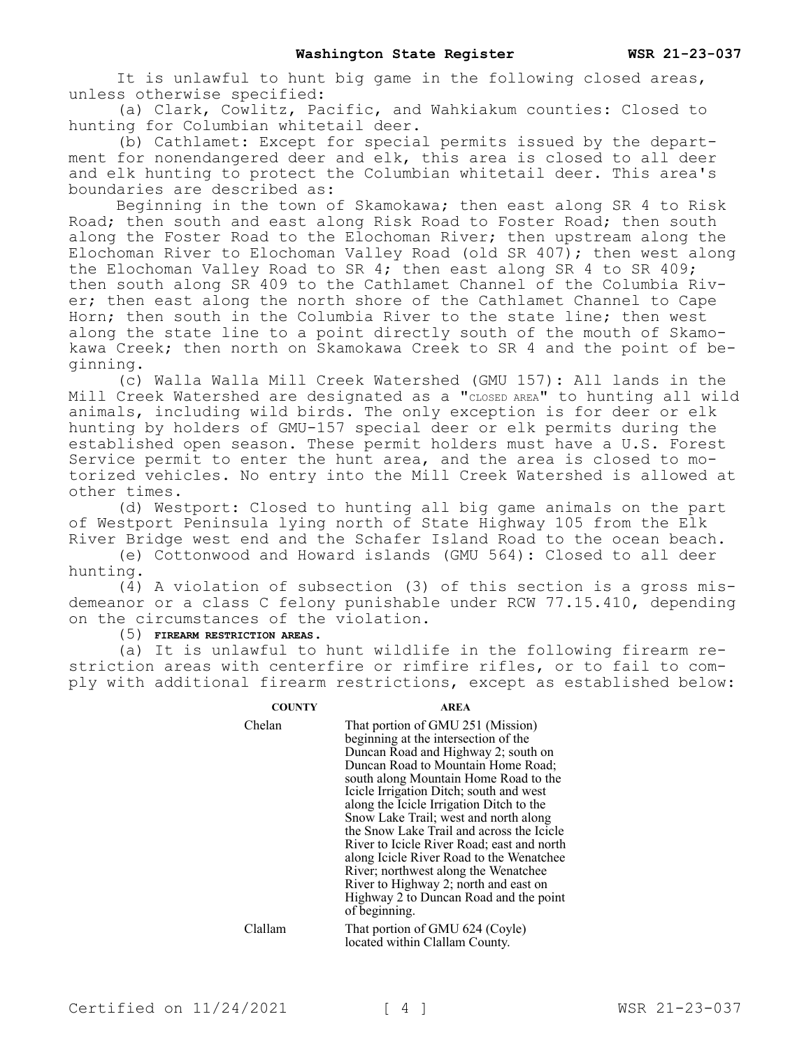It is unlawful to hunt big game in the following closed areas, unless otherwise specified:

(a) Clark, Cowlitz, Pacific, and Wahkiakum counties: Closed to hunting for Columbian whitetail deer.

(b) Cathlamet: Except for special permits issued by the department for nonendangered deer and elk, this area is closed to all deer and elk hunting to protect the Columbian whitetail deer. This area's boundaries are described as:

Beginning in the town of Skamokawa; then east along SR 4 to Risk Road; then south and east along Risk Road to Foster Road; then south along the Foster Road to the Elochoman River; then upstream along the Elochoman River to Elochoman Valley Road (old SR 407); then west along the Elochoman Valley Road to SR 4; then east along SR 4 to SR 409; then south along SR 409 to the Cathlamet Channel of the Columbia River; then east along the north shore of the Cathlamet Channel to Cape Horn; then south in the Columbia River to the state line; then west along the state line to a point directly south of the mouth of Skamokawa Creek; then north on Skamokawa Creek to SR 4 and the point of beginning.

(c) Walla Walla Mill Creek Watershed (GMU 157): All lands in the Mill Creek Watershed are designated as a "CLOSED AREA" to hunting all wild animals, including wild birds. The only exception is for deer or elk hunting by holders of GMU-157 special deer or elk permits during the established open season. These permit holders must have a U.S. Forest Service permit to enter the hunt area, and the area is closed to motorized vehicles. No entry into the Mill Creek Watershed is allowed at other times.

(d) Westport: Closed to hunting all big game animals on the part of Westport Peninsula lying north of State Highway 105 from the Elk River Bridge west end and the Schafer Island Road to the ocean beach.

(e) Cottonwood and Howard islands (GMU 564): Closed to all deer hunting.

(4) A violation of subsection (3) of this section is a gross misdemeanor or a class C felony punishable under RCW 77.15.410, depending on the circumstances of the violation.

(5) **FIREARM RESTRICTION AREAS.**

(a) It is unlawful to hunt wildlife in the following firearm restriction areas with centerfire or rimfire rifles, or to fail to comply with additional firearm restrictions, except as established below:

| COUNTY | AREA |
|---|---|
| Chelan | That portion of GMU 251 (Mission) beginning at the intersection of the Duncan Road and Highway 2; south on Duncan Road to Mountain Home Road; south along Mountain Home Road to the Icicle Irrigation Ditch; south and west along the Icicle Irrigation Ditch to the Snow Lake Trail; west and north along the Snow Lake Trail and across the Icicle River to Icicle River Road; east and north along Icicle River Road to the Wenatchee River; northwest along the Wenatchee River to Highway 2; north and east on Highway 2 to Duncan Road and the point of beginning. |
| Clallam | That portion of GMU 624 (Coyle) located within Clallam County. |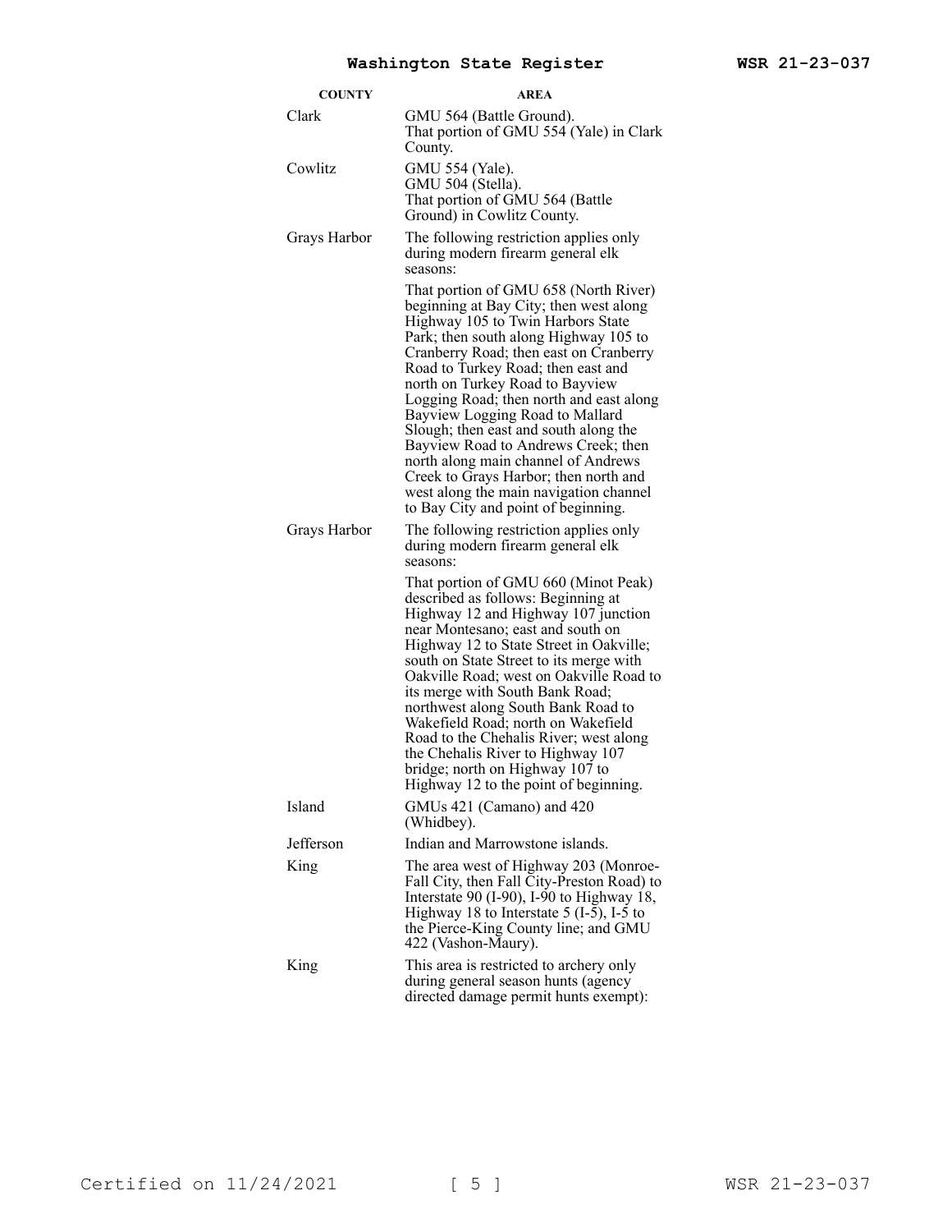| COUNTY | AREA |
| --- | --- |
| Clark | GMU 564 (Battle Ground). That portion of GMU 554 (Yale) in Clark County. |
| Cowlitz | GMU 554 (Yale). GMU 504 (Stella). That portion of GMU 564 (Battle Ground) in Cowlitz County. |
| Grays Harbor | The following restriction applies only during modern firearm general elk seasons: That portion of GMU 658 (North River) beginning at Bay City; then west along Highway 105 to Twin Harbors State Park; then south along Highway 105 to Cranberry Road; then east on Cranberry Road to Turkey Road; then east and north on Turkey Road to Bayview Logging Road; then north and east along Bayview Logging Road to Mallard Slough; then east and south along the Bayview Road to Andrews Creek; then north along main channel of Andrews Creek to Grays Harbor; then north and west along the main navigation channel to Bay City and point of beginning. |
| Grays Harbor | The following restriction applies only during modern firearm general elk seasons: That portion of GMU 660 (Minot Peak) described as follows: Beginning at Highway 12 and Highway 107 junction near Montesano; east and south on Highway 12 to State Street in Oakville; south on State Street to its merge with Oakville Road; west on Oakville Road to its merge with South Bank Road; northwest along South Bank Road to Wakefield Road; north on Wakefield Road to the Chehalis River; west along the Chehalis River to Highway 107 bridge; north on Highway 107 to Highway 12 to the point of beginning. |
| Island | GMUs 421 (Camano) and 420 (Whidbey). |
| Jefferson | Indian and Marrowstone islands. |
| King | The area west of Highway 203 (Monroe-Fall City, then Fall City-Preston Road) to Interstate 90 (I-90), I-90 to Highway 18, Highway 18 to Interstate 5 (I-5), I-5 to the Pierce-King County line; and GMU 422 (Vashon-Maury). |
| King | This area is restricted to archery only during general season hunts (agency directed damage permit hunts exempt): |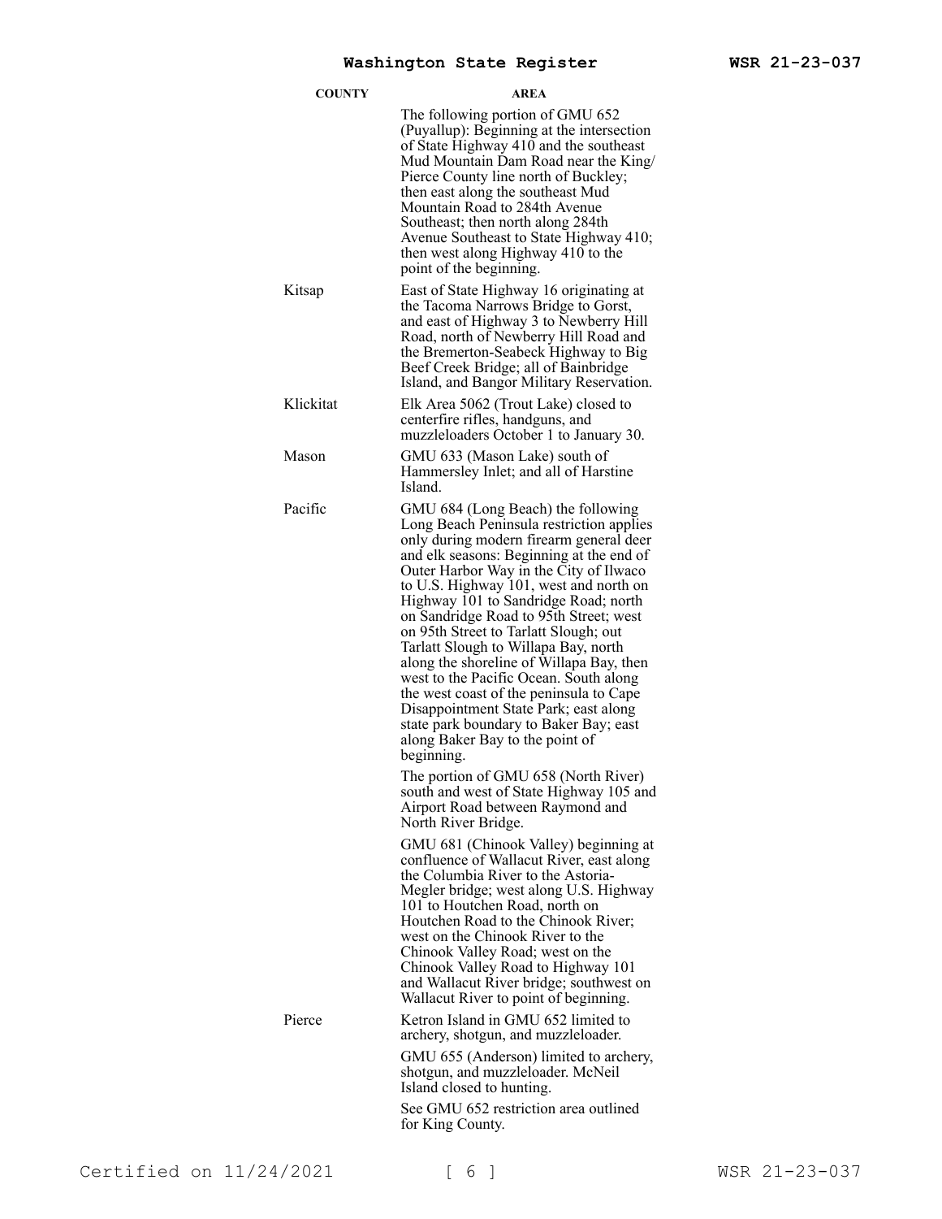| COUNTY | AREA |
| --- | --- |
| | The following portion of GMU 652 (Puyallup): Beginning at the intersection of State Highway 410 and the southeast Mud Mountain Dam Road near the King/Pierce County line north of Buckley; then east along the southeast Mud Mountain Road to 284th Avenue Southeast; then north along 284th Avenue Southeast to State Highway 410; then west along Highway 410 to the point of the beginning. |
| Kitsap | East of State Highway 16 originating at the Tacoma Narrows Bridge to Gorst, and east of Highway 3 to Newberry Hill Road, north of Newberry Hill Road and the Bremerton-Seabeck Highway to Big Beef Creek Bridge; all of Bainbridge Island, and Bangor Military Reservation. |
| Klickitat | Elk Area 5062 (Trout Lake) closed to centerfire rifles, handguns, and muzzleloaders October 1 to January 30. |
| Mason | GMU 633 (Mason Lake) south of Hammersley Inlet; and all of Harstine Island. |
| Pacific | GMU 684 (Long Beach) the following Long Beach Peninsula restriction applies only during modern firearm general deer and elk seasons: Beginning at the end of Outer Harbor Way in the City of Ilwaco to U.S. Highway 101, west and north on Highway 101 to Sandridge Road; north on Sandridge Road to 95th Street; west on 95th Street to Tarlatt Slough; out Tarlatt Slough to Willapa Bay, north along the shoreline of Willapa Bay, then west to the Pacific Ocean. South along the west coast of the peninsula to Cape Disappointment State Park; east along state park boundary to Baker Bay; east along Baker Bay to the point of beginning. |
| | The portion of GMU 658 (North River) south and west of State Highway 105 and Airport Road between Raymond and North River Bridge. |
| | GMU 681 (Chinook Valley) beginning at confluence of Wallacut River, east along the Columbia River to the Astoria-Megler bridge; west along U.S. Highway 101 to Houtchen Road, north on Houtchen Road to the Chinook River; west on the Chinook River to the Chinook Valley Road; west on the Chinook Valley Road to Highway 101 and Wallacut River bridge; southwest on Wallacut River to point of beginning. |
| Pierce | Ketron Island in GMU 652 limited to archery, shotgun, and muzzleloader. |
| | GMU 655 (Anderson) limited to archery, shotgun, and muzzleloader. McNeil Island closed to hunting. |
| | See GMU 652 restriction area outlined for King County. |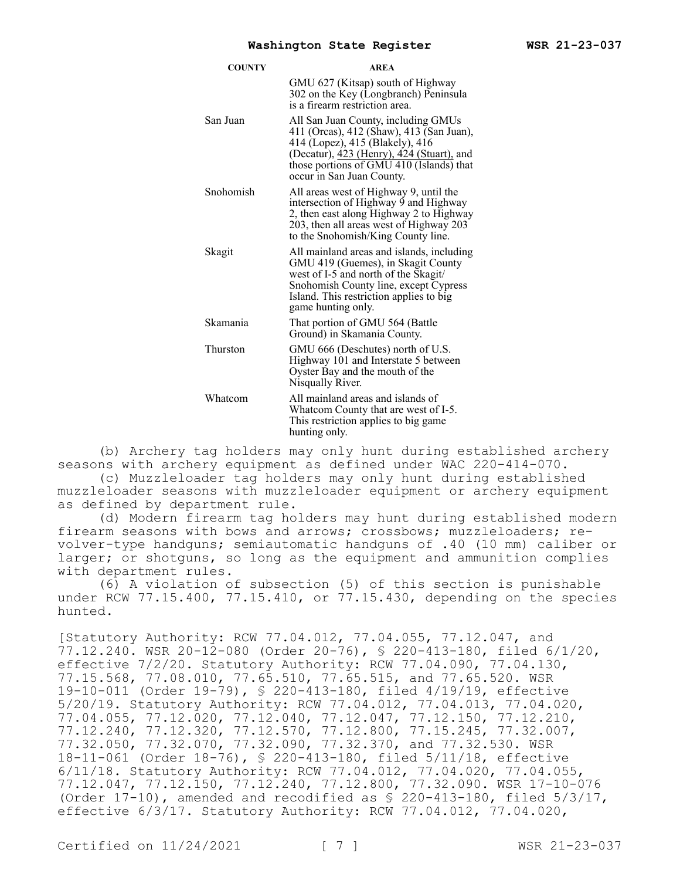| COUNTY | AREA |
|---|---|
| | GMU 627 (Kitsap) south of Highway 302 on the Key (Longbranch) Peninsula is a firearm restriction area. |
| San Juan | All San Juan County, including GMUs 411 (Orcas), 412 (Shaw), 413 (San Juan), 414 (Lopez), 415 (Blakely), 416 (Decatur), 423 (Henry), 424 (Stuart), and those portions of GMU 410 (Islands) that occur in San Juan County. |
| Snohomish | All areas west of Highway 9, until the intersection of Highway 9 and Highway 2, then east along Highway 2 to Highway 203, then all areas west of Highway 203 to the Snohomish/King County line. |
| Skagit | All mainland areas and islands, including GMU 419 (Guemes), in Skagit County west of I-5 and north of the Skagit/Snohomish County line, except Cypress Island. This restriction applies to big game hunting only. |
| Skamania | That portion of GMU 564 (Battle Ground) in Skamania County. |
| Thurston | GMU 666 (Deschutes) north of U.S. Highway 101 and Interstate 5 between Oyster Bay and the mouth of the Nisqually River. |
| Whatcom | All mainland areas and islands of Whatcom County that are west of I-5. This restriction applies to big game hunting only. |

(b) Archery tag holders may only hunt during established archery seasons with archery equipment as defined under WAC 220-414-070.

(c) Muzzleloader tag holders may only hunt during established muzzleloader seasons with muzzleloader equipment or archery equipment as defined by department rule.

(d) Modern firearm tag holders may hunt during established modern firearm seasons with bows and arrows; crossbows; muzzleloaders; revolver-type handguns; semiautomatic handguns of .40 (10 mm) caliber or larger; or shotguns, so long as the equipment and ammunition complies with department rules.

(6) A violation of subsection (5) of this section is punishable under RCW 77.15.400, 77.15.410, or 77.15.430, depending on the species hunted.

[Statutory Authority: RCW 77.04.012, 77.04.055, 77.12.047, and 77.12.240. WSR 20-12-080 (Order 20-76), § 220-413-180, filed 6/1/20, effective 7/2/20. Statutory Authority: RCW 77.04.090, 77.04.130, 77.15.568, 77.08.010, 77.65.510, 77.65.515, and 77.65.520. WSR 19-10-011 (Order 19-79), § 220-413-180, filed 4/19/19, effective 5/20/19. Statutory Authority: RCW 77.04.012, 77.04.013, 77.04.020, 77.04.055, 77.12.020, 77.12.040, 77.12.047, 77.12.150, 77.12.210, 77.12.240, 77.12.320, 77.12.570, 77.12.800, 77.15.245, 77.32.007, 77.32.050, 77.32.070, 77.32.090, 77.32.370, and 77.32.530. WSR 18-11-061 (Order 18-76), § 220-413-180, filed 5/11/18, effective 6/11/18. Statutory Authority: RCW 77.04.012, 77.04.020, 77.04.055, 77.12.047, 77.12.150, 77.12.240, 77.12.800, 77.32.090. WSR 17-10-076 (Order 17-10), amended and recodified as § 220-413-180, filed 5/3/17, effective 6/3/17. Statutory Authority: RCW 77.04.012, 77.04.020,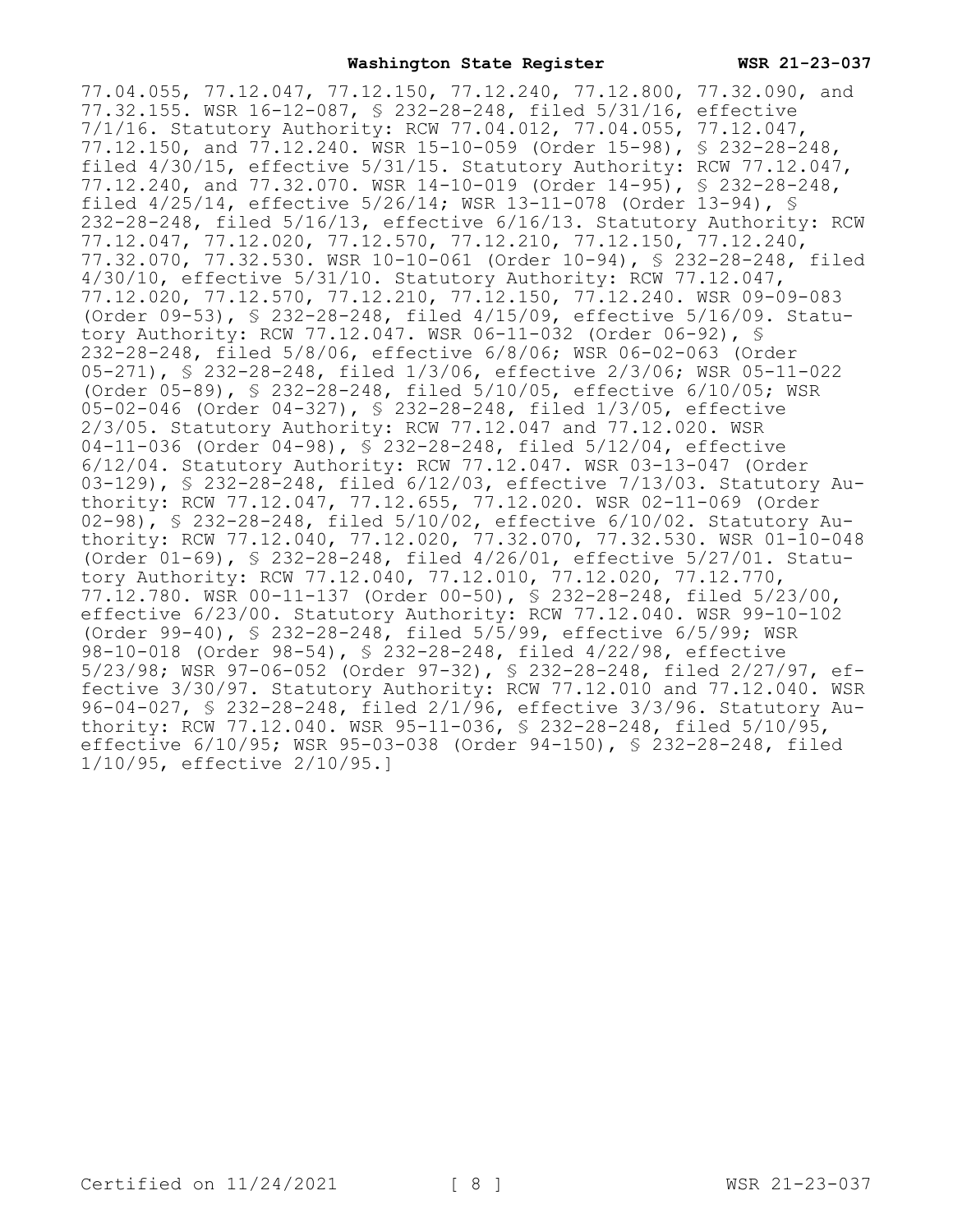77.04.055, 77.12.047, 77.12.150, 77.12.240, 77.12.800, 77.32.090, and 77.32.155. WSR 16-12-087, § 232-28-248, filed 5/31/16, effective 7/1/16. Statutory Authority: RCW 77.04.012, 77.04.055, 77.12.047, 77.12.150, and 77.12.240. WSR 15-10-059 (Order 15-98), § 232-28-248, filed 4/30/15, effective 5/31/15. Statutory Authority: RCW 77.12.047, 77.12.240, and 77.32.070. WSR 14-10-019 (Order 14-95), § 232-28-248, filed 4/25/14, effective 5/26/14; WSR 13-11-078 (Order 13-94), § 232-28-248, filed 5/16/13, effective 6/16/13. Statutory Authority: RCW 77.12.047, 77.12.020, 77.12.570, 77.12.210, 77.12.150, 77.12.240, 77.32.070, 77.32.530. WSR 10-10-061 (Order 10-94), § 232-28-248, filed 4/30/10, effective 5/31/10. Statutory Authority: RCW 77.12.047, 77.12.020, 77.12.570, 77.12.210, 77.12.150, 77.12.240. WSR 09-09-083 (Order 09-53), § 232-28-248, filed 4/15/09, effective 5/16/09. Statutory Authority: RCW 77.12.047. WSR 06-11-032 (Order 06-92), § 232-28-248, filed 5/8/06, effective 6/8/06; WSR 06-02-063 (Order 05-271), § 232-28-248, filed 1/3/06, effective 2/3/06; WSR 05-11-022 (Order 05-89), § 232-28-248, filed 5/10/05, effective 6/10/05; WSR 05-02-046 (Order 04-327), § 232-28-248, filed 1/3/05, effective 2/3/05. Statutory Authority: RCW 77.12.047 and 77.12.020. WSR 04-11-036 (Order 04-98), § 232-28-248, filed 5/12/04, effective 6/12/04. Statutory Authority: RCW 77.12.047. WSR 03-13-047 (Order 03-129), § 232-28-248, filed 6/12/03, effective 7/13/03. Statutory Authority: RCW 77.12.047, 77.12.655, 77.12.020. WSR 02-11-069 (Order 02-98), § 232-28-248, filed 5/10/02, effective 6/10/02. Statutory Authority: RCW 77.12.040, 77.12.020, 77.32.070, 77.32.530. WSR 01-10-048 (Order 01-69), § 232-28-248, filed 4/26/01, effective 5/27/01. Statutory Authority: RCW 77.12.040, 77.12.010, 77.12.020, 77.12.770, 77.12.780. WSR 00-11-137 (Order 00-50), § 232-28-248, filed 5/23/00, effective 6/23/00. Statutory Authority: RCW 77.12.040. WSR 99-10-102 (Order 99-40), § 232-28-248, filed 5/5/99, effective 6/5/99; WSR 98-10-018 (Order 98-54), § 232-28-248, filed 4/22/98, effective 5/23/98; WSR 97-06-052 (Order 97-32), § 232-28-248, filed 2/27/97, effective 3/30/97. Statutory Authority: RCW 77.12.010 and 77.12.040. WSR 96-04-027, § 232-28-248, filed 2/1/96, effective 3/3/96. Statutory Authority: RCW 77.12.040. WSR 95-11-036, § 232-28-248, filed 5/10/95, effective 6/10/95; WSR 95-03-038 (Order 94-150), § 232-28-248, filed 1/10/95, effective 2/10/95.]